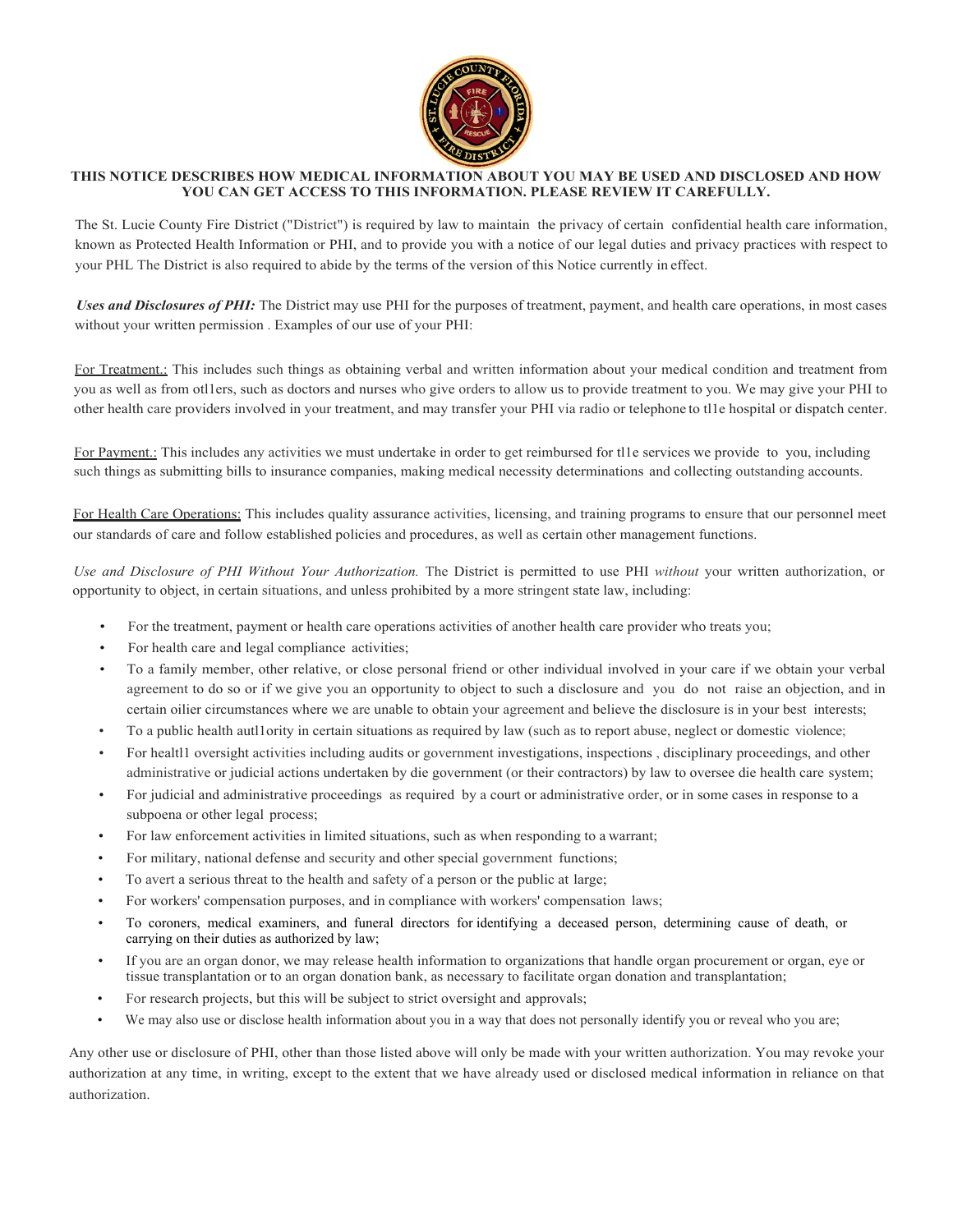**THIS NOTICE DESCRIBES HOW MEDICAL INFORMATION ABOUT YOU MAY BE USED AND DISCLOSED AND HOW YOU CAN GET ACCESS TO THIS INFORMATION. PLEASE REVIEW IT CAREFULLY.**

The St. Lucie County Fire District ("District") is required by law to maintain the privacy of certain confidential health care information, known as Protected Health Information or PHI, and to provide you with a notice of our legal duties and privacy practices with respect to your PHL The District is also required to abide by the terms of the version of this Notice currently in effect.

***Uses and Disclosures of PHI:*** The District may use PHI for the purposes of treatment, payment, and health care operations, in most cases without your written permission . Examples of our use of your PHI:

For Treatment.: This includes such things as obtaining verbal and written information about your medical condition and treatment from you as well as from otl1ers, such as doctors and nurses who give orders to allow us to provide treatment to you. We may give your PHI to other health care providers involved in your treatment, and may transfer your PHI via radio or telephone to tl1e hospital or dispatch center.

For Payment.: This includes any activities we must undertake in order to get reimbursed for tl1e services we provide to you, including such things as submitting bills to insurance companies, making medical necessity determinations and collecting outstanding accounts.

For Health Care Operations: This includes quality assurance activities, licensing, and training programs to ensure that our personnel meet our standards of care and follow established policies and procedures, as well as certain other management functions.

*Use and Disclosure of PHI Without Your Authorization.* The District is permitted to use PHI *without* your written authorization, or opportunity to object, in certain situations, and unless prohibited by a more stringent state law, including:

- For the treatment, payment or health care operations activities of another health care provider who treats you;
- For health care and legal compliance activities;
- To a family member, other relative, or close personal friend or other individual involved in your care if we obtain your verbal agreement to do so or if we give you an opportunity to object to such a disclosure and you do not raise an objection, and in certain oilier circumstances where we are unable to obtain your agreement and believe the disclosure is in your best interests;
- To a public health autl1ority in certain situations as required by law (such as to report abuse, neglect or domestic violence;
- For healtl1 oversight activities including audits or government investigations, inspections , disciplinary proceedings, and other administrative or judicial actions undertaken by die government (or their contractors) by law to oversee die health care system;
- For judicial and administrative proceedings as required by a court or administrative order, or in some cases in response to a subpoena or other legal process;
- For law enforcement activities in limited situations, such as when responding to a warrant;
- For military, national defense and security and other special government functions;
- To avert a serious threat to the health and safety of a person or the public at large;
- For workers' compensation purposes, and in compliance with workers' compensation laws;
- To coroners, medical examiners, and funeral directors for identifying a deceased person, determining cause of death, or carrying on their duties as authorized by law;
- If you are an organ donor, we may release health information to organizations that handle organ procurement or organ, eye or tissue transplantation or to an organ donation bank, as necessary to facilitate organ donation and transplantation;
- For research projects, but this will be subject to strict oversight and approvals;
- We may also use or disclose health information about you in a way that does not personally identify you or reveal who you are;

Any other use or disclosure of PHI, other than those listed above will only be made with your written authorization. You may revoke your authorization at any time, in writing, except to the extent that we have already used or disclosed medical information in reliance on that authorization.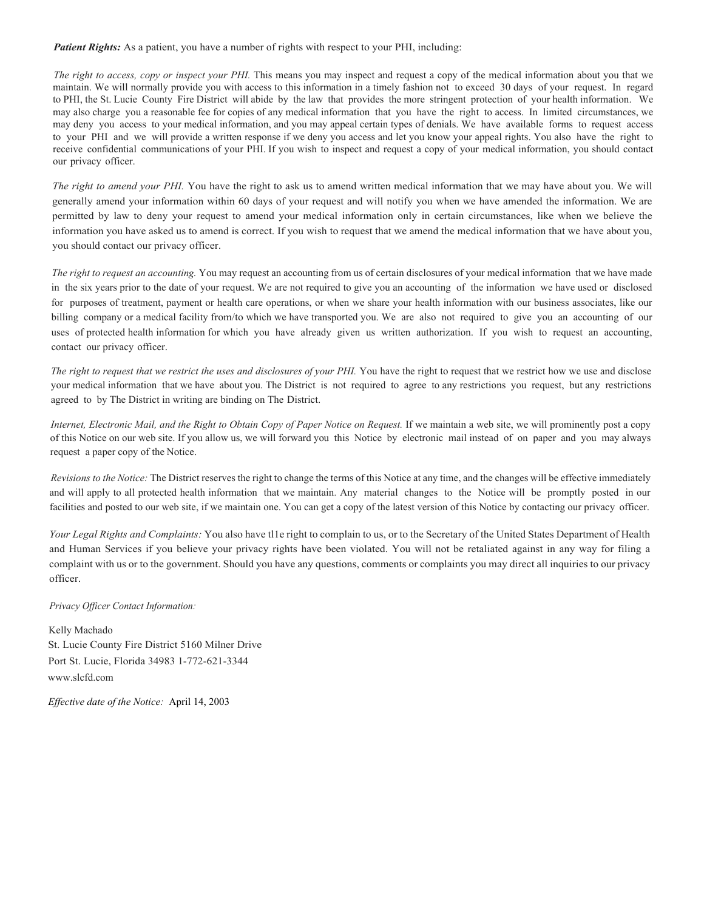***Patient Rights:*** As a patient, you have a number of rights with respect to your PHI, including:

*The right to access, copy or inspect your PHI.* This means you may inspect and request a copy of the medical information about you that we maintain. We will normally provide you with access to this information in a timely fashion not to exceed 30 days of your request. In regard to PHI, the St. Lucie County Fire District will abide by the law that provides the more stringent protection of your health information. We may also charge you a reasonable fee for copies of any medical information that you have the right to access. In limited circumstances, we may deny you access to your medical information, and you may appeal certain types of denials. We have available forms to request access to your PHI and we will provide a written response if we deny you access and let you know your appeal rights. You also have the right to receive confidential communications of your PHI. If you wish to inspect and request a copy of your medical information, you should contact our privacy officer.

*The right to amend your PHI.* You have the right to ask us to amend written medical information that we may have about you. We will generally amend your information within 60 days of your request and will notify you when we have amended the information. We are permitted by law to deny your request to amend your medical information only in certain circumstances, like when we believe the information you have asked us to amend is correct. If you wish to request that we amend the medical information that we have about you, you should contact our privacy officer.

*The right to request an accounting.* You may request an accounting from us of certain disclosures of your medical information that we have made in the six years prior to the date of your request. We are not required to give you an accounting of the information we have used or disclosed for purposes of treatment, payment or health care operations, or when we share your health information with our business associates, like our billing company or a medical facility from/to which we have transported you. We are also not required to give you an accounting of our uses of protected health information for which you have already given us written authorization. If you wish to request an accounting, contact our privacy officer.

*The right to request that we restrict the uses and disclosures of your PHI.* You have the right to request that we restrict how we use and disclose your medical information that we have about you. The District is not required to agree to any restrictions you request, but any restrictions agreed to by The District in writing are binding on The District.

*Internet, Electronic Mail, and the Right to Obtain Copy of Paper Notice on Request.* If we maintain a web site, we will prominently post a copy of this Notice on our web site. If you allow us, we will forward you this Notice by electronic mail instead of on paper and you may always request a paper copy of the Notice.

*Revisions to the Notice:* The District reserves the right to change the terms of this Notice at any time, and the changes will be effective immediately and will apply to all protected health information that we maintain. Any material changes to the Notice will be promptly posted in our facilities and posted to our web site, if we maintain one. You can get a copy of the latest version of this Notice by contacting our privacy officer.

*Your Legal Rights and Complaints:* You also have tl1e right to complain to us, or to the Secretary of the United States Department of Health and Human Services if you believe your privacy rights have been violated. You will not be retaliated against in any way for filing a complaint with us or to the government. Should you have any questions, comments or complaints you may direct all inquiries to our privacy officer.

*Privacy Officer Contact Information:*

Kelly Machado
St. Lucie County Fire District 5160 Milner Drive
Port St. Lucie, Florida 34983 1-772-621-3344
www.slcfd.com

*Effective date of the Notice:* April 14, 2003